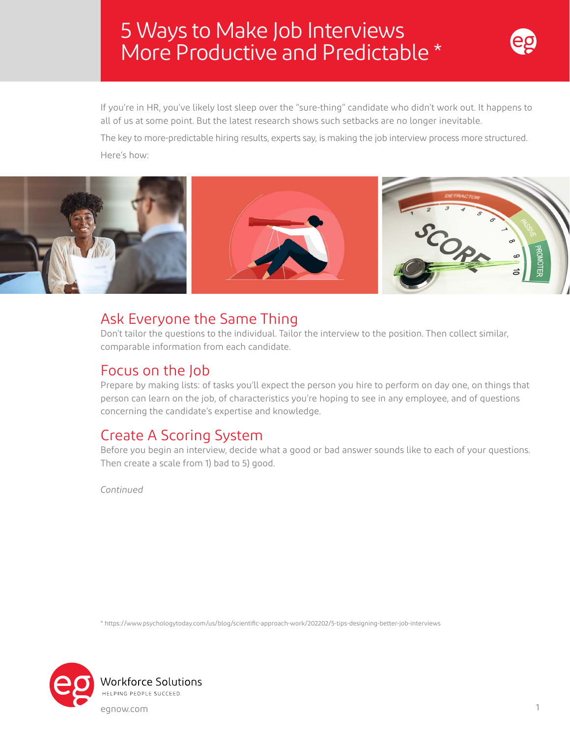# 5 Ways to Make Job Interviews More Productive and Predictable *

If you're in HR, you've likely lost sleep over the "sure-thing" candidate who didn't work out. It happens to all of us at some point. But the latest research shows such setbacks are no longer inevitable.

The key to more-predictable hiring results, experts say, is making the job interview process more structured.

Here's how:

## Ask Everyone the Same Thing

Don't tailor the questions to the individual. Tailor the interview to the position. Then collect similar, comparable information from each candidate.

## Focus on the Job

Prepare by making lists: of tasks you'll expect the person you hire to perform on day one, on things that person can learn on the job, of characteristics you're hoping to see in any employee, and of questions concerning the candidate's expertise and knowledge.

## Create A Scoring System

Before you begin an interview, decide what a good or bad answer sounds like to each of your questions. Then create a scale from 1) bad to 5) good.

*Continued*

* https://www.psychologytoday.com/us/blog/scientific-approach-work/202202/5-tips-designing-better-job-interviews

Workforce Solutions
HELPING PEOPLE SUCCEED.
egnow.com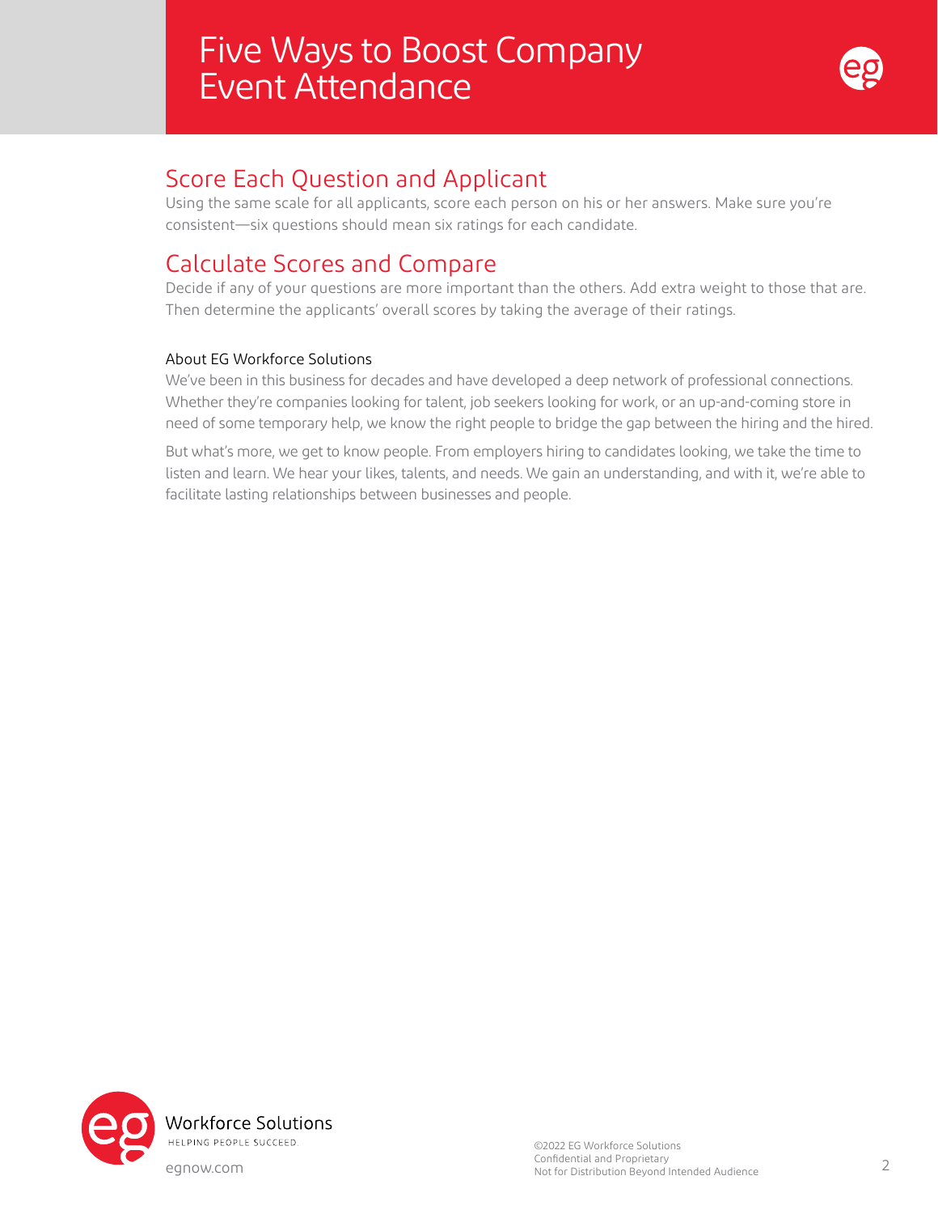## Score Each Question and Applicant

Using the same scale for all applicants, score each person on his or her answers. Make sure you're consistent—six questions should mean six ratings for each candidate.

## Calculate Scores and Compare

Decide if any of your questions are more important than the others. Add extra weight to those that are. Then determine the applicants' overall scores by taking the average of their ratings.

### About EG Workforce Solutions

We've been in this business for decades and have developed a deep network of professional connections. Whether they're companies looking for talent, job seekers looking for work, or an up-and-coming store in need of some temporary help, we know the right people to bridge the gap between the hiring and the hired.

But what's more, we get to know people. From employers hiring to candidates looking, we take the time to listen and learn. We hear your likes, talents, and needs. We gain an understanding, and with it, we're able to facilitate lasting relationships between businesses and people.